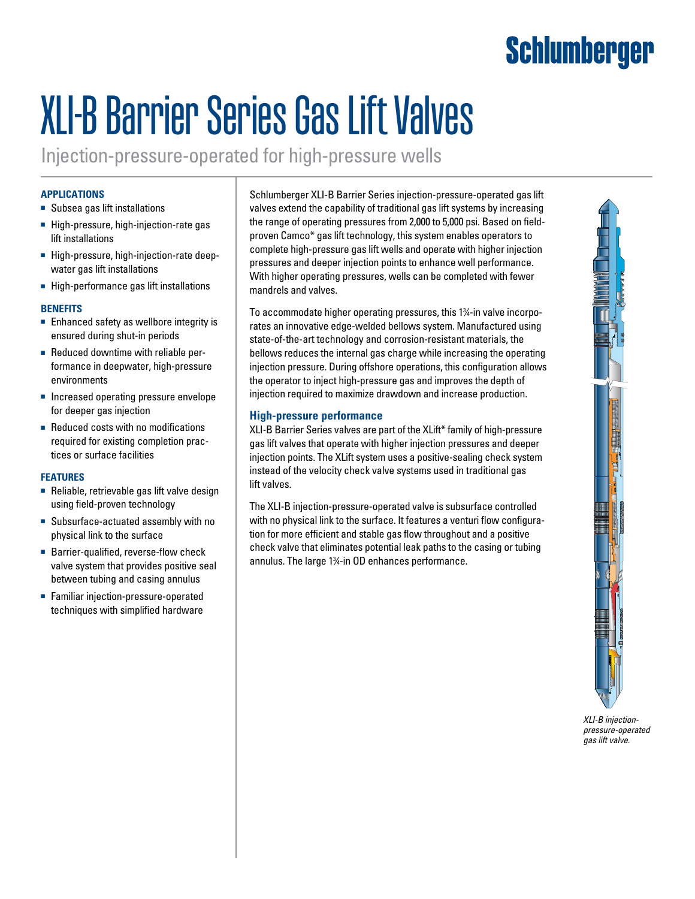# XLI-B Barrier Series Gas Lift Valves

Injection-pressure-operated for high-pressure wells

### APPLICATIONS

- Subsea gas lift installations
- High-pressure, high-injection-rate gas lift installations
- High-pressure, high-injection-rate deepwater gas lift installations
- High-performance gas lift installations

### BENEFITS

- Enhanced safety as wellbore integrity is ensured during shut-in periods
- Reduced downtime with reliable performance in deepwater, high-pressure environments
- Increased operating pressure envelope for deeper gas injection
- Reduced costs with no modifications required for existing completion practices or surface facilities

### FEATURES

- Reliable, retrievable gas lift valve design using field-proven technology
- Subsurface-actuated assembly with no physical link to the surface
- Barrier-qualified, reverse-flow check valve system that provides positive seal between tubing and casing annulus
- Familiar injection-pressure-operated techniques with simplified hardware

Schlumberger XLI-B Barrier Series injection-pressure-operated gas lift valves extend the capability of traditional gas lift systems by increasing the range of operating pressures from 2,000 to 5,000 psi. Based on field-proven Camco* gas lift technology, this system enables operators to complete high-pressure gas lift wells and operate with higher injection pressures and deeper injection points to enhance well performance. With higher operating pressures, wells can be completed with fewer mandrels and valves.

To accommodate higher operating pressures, this 1¾-in valve incorporates an innovative edge-welded bellows system. Manufactured using state-of-the-art technology and corrosion-resistant materials, the bellows reduces the internal gas charge while increasing the operating injection pressure. During offshore operations, this configuration allows the operator to inject high-pressure gas and improves the depth of injection required to maximize drawdown and increase production.

### High-pressure performance

XLI-B Barrier Series valves are part of the XLift* family of high-pressure gas lift valves that operate with higher injection pressures and deeper injection points. The XLift system uses a positive-sealing check system instead of the velocity check valve systems used in traditional gas lift valves.

The XLI-B injection-pressure-operated valve is subsurface controlled with no physical link to the surface. It features a venturi flow configuration for more efficient and stable gas flow throughout and a positive check valve that eliminates potential leak paths to the casing or tubing annulus. The large 1¾-in OD enhances performance.

*XLI-B injection-pressure-operated gas lift valve.*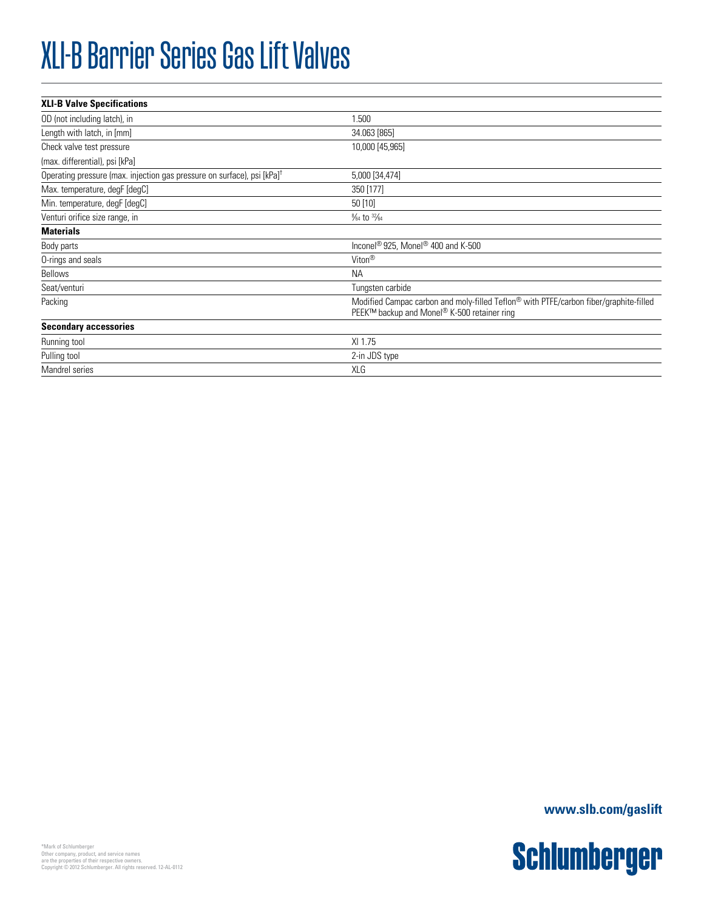# XLI-B Barrier Series Gas Lift Valves

| XLI-B Valve Specifications | |
|---|---|
| OD (not including latch), in | 1.500 |
| Length with latch, in [mm] | 34.063 [865] |
| Check valve test pressure (max. differential), psi [kPa] | 10,000 [45,965] |
| Operating pressure (max. injection gas pressure on surface), psi [kPa]† | 5,000 [34,474] |
| Max. temperature, degF [degC] | 350 [177] |
| Min. temperature, degF [degC] | 50 [10] |
| Venturi orifice size range, in | 8⁄64 to 32⁄64 |
| **Materials** | |
| Body parts | Inconel® 925, Monel® 400 and K-500 |
| O-rings and seals | Viton® |
| Bellows | NA |
| Seat/venturi | Tungsten carbide |
| Packing | Modified Campac carbon and moly-filled Teflon® with PTFE/carbon fiber/graphite-filled PEEK™ backup and Monel® K-500 retainer ring |
| **Secondary accessories** | |
| Running tool | XI 1.75 |
| Pulling tool | 2-in JDS type |
| Mandrel series | XLG |

**www.slb.com/gaslift**

*Mark of Schlumberger
Other company, product, and service names are the properties of their respective owners.
Copyright © 2012 Schlumberger. All rights reserved. 12-AL-0112

Schlumberger